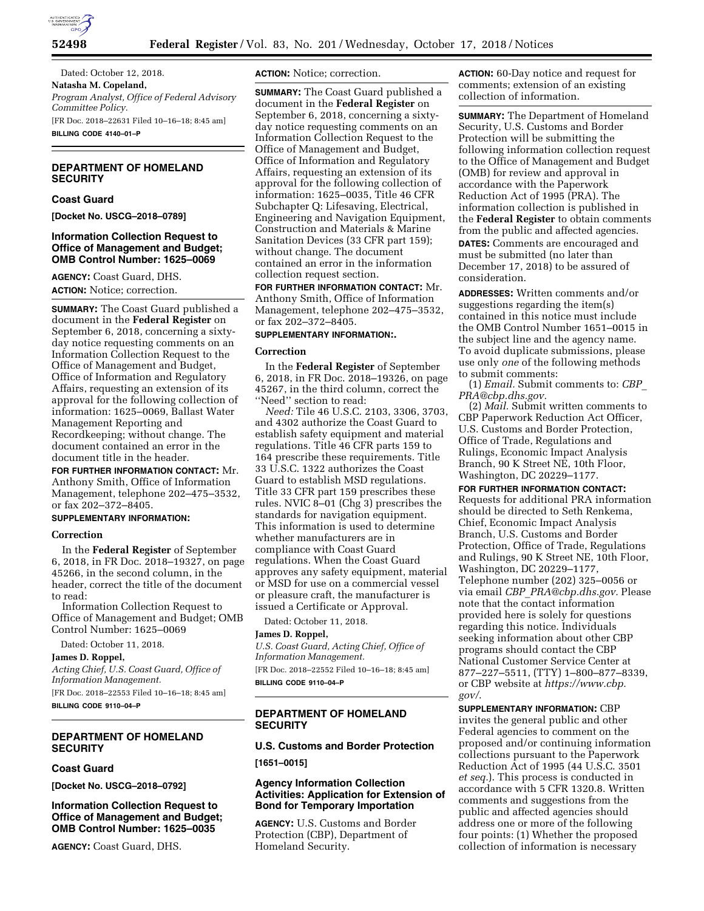Dated: October 12, 2018.

**Natasha M. Copeland,**

*Program Analyst, Office of Federal Advisory Committee Policy.*

[FR Doc. 2018–22631 Filed 10–16–18; 8:45 am]

**BILLING CODE 4140–01–P**

## DEPARTMENT OF HOMELAND SECURITY

### Coast Guard

**[Docket No. USCG–2018–0789]**

### Information Collection Request to Office of Management and Budget; OMB Control Number: 1625–0069

**AGENCY:** Coast Guard, DHS.

**ACTION:** Notice; correction.

**SUMMARY:** The Coast Guard published a document in the **Federal Register** on September 6, 2018, concerning a sixty-day notice requesting comments on an Information Collection Request to the Office of Management and Budget, Office of Information and Regulatory Affairs, requesting an extension of its approval for the following collection of information: 1625–0069, Ballast Water Management Reporting and Recordkeeping; without change. The document contained an error in the document title in the header.

**FOR FURTHER INFORMATION CONTACT:** Mr. Anthony Smith, Office of Information Management, telephone 202–475–3532, or fax 202–372–8405.

**SUPPLEMENTARY INFORMATION:**

#### Correction

In the **Federal Register** of September 6, 2018, in FR Doc. 2018–19327, on page 45266, in the second column, in the header, correct the title of the document to read:

Information Collection Request to Office of Management and Budget; OMB Control Number: 1625–0069

Dated: October 11, 2018.

**James D. Roppel,**

*Acting Chief, U.S. Coast Guard, Office of Information Management.*

[FR Doc. 2018–22553 Filed 10–16–18; 8:45 am]

**BILLING CODE 9110–04–P**

## DEPARTMENT OF HOMELAND SECURITY

### Coast Guard

**[Docket No. USCG–2018–0792]**

### Information Collection Request to Office of Management and Budget; OMB Control Number: 1625–0035

**AGENCY:** Coast Guard, DHS.

**ACTION:** Notice; correction.

**SUMMARY:** The Coast Guard published a document in the **Federal Register** on September 6, 2018, concerning a sixty-day notice requesting comments on an Information Collection Request to the Office of Management and Budget, Office of Information and Regulatory Affairs, requesting an extension of its approval for the following collection of information: 1625–0035, Title 46 CFR Subchapter Q: Lifesaving, Electrical, Engineering and Navigation Equipment, Construction and Materials & Marine Sanitation Devices (33 CFR part 159); without change. The document contained an error in the information collection request section.

**FOR FURTHER INFORMATION CONTACT:** Mr. Anthony Smith, Office of Information Management, telephone 202–475–3532, or fax 202–372–8405.

**SUPPLEMENTARY INFORMATION:.**

#### Correction

In the **Federal Register** of September 6, 2018, in FR Doc. 2018–19326, on page 45267, in the third column, correct the ''Need'' section to read:

*Need:* Tile 46 U.S.C. 2103, 3306, 3703, and 4302 authorize the Coast Guard to establish safety equipment and material regulations. Title 46 CFR parts 159 to 164 prescribe these requirements. Title 33 U.S.C. 1322 authorizes the Coast Guard to establish MSD regulations. Title 33 CFR part 159 prescribes these rules. NVIC 8–01 (Chg 3) prescribes the standards for navigation equipment. This information is used to determine whether manufacturers are in compliance with Coast Guard regulations. When the Coast Guard approves any safety equipment, material or MSD for use on a commercial vessel or pleasure craft, the manufacturer is issued a Certificate or Approval.

Dated: October 11, 2018.

**James D. Roppel,**

*U.S. Coast Guard, Acting Chief, Office of Information Management.*

[FR Doc. 2018–22552 Filed 10–16–18; 8:45 am]

**BILLING CODE 9110–04–P**

## DEPARTMENT OF HOMELAND SECURITY

### U.S. Customs and Border Protection

**[1651–0015]**

### Agency Information Collection Activities: Application for Extension of Bond for Temporary Importation

**AGENCY:** U.S. Customs and Border Protection (CBP), Department of Homeland Security.

**ACTION:** 60-Day notice and request for comments; extension of an existing collection of information.

**SUMMARY:** The Department of Homeland Security, U.S. Customs and Border Protection will be submitting the following information collection request to the Office of Management and Budget (OMB) for review and approval in accordance with the Paperwork Reduction Act of 1995 (PRA). The information collection is published in the **Federal Register** to obtain comments from the public and affected agencies.

**DATES:** Comments are encouraged and must be submitted (no later than December 17, 2018) to be assured of consideration.

**ADDRESSES:** Written comments and/or suggestions regarding the item(s) contained in this notice must include the OMB Control Number 1651–0015 in the subject line and the agency name. To avoid duplicate submissions, please use only *one* of the following methods to submit comments:

(1) *Email.* Submit comments to: *CBP_PRA@cbp.dhs.gov.*

(2) *Mail.* Submit written comments to CBP Paperwork Reduction Act Officer, U.S. Customs and Border Protection, Office of Trade, Regulations and Rulings, Economic Impact Analysis Branch, 90 K Street NE, 10th Floor, Washington, DC 20229–1177.

**FOR FURTHER INFORMATION CONTACT:** Requests for additional PRA information should be directed to Seth Renkema, Chief, Economic Impact Analysis Branch, U.S. Customs and Border Protection, Office of Trade, Regulations and Rulings, 90 K Street NE, 10th Floor, Washington, DC 20229–1177, Telephone number (202) 325–0056 or via email *CBP_PRA@cbp.dhs.gov.* Please note that the contact information provided here is solely for questions regarding this notice. Individuals seeking information about other CBP programs should contact the CBP National Customer Service Center at 877–227–5511, (TTY) 1–800–877–8339, or CBP website at *https://www.cbp.gov/.*

**SUPPLEMENTARY INFORMATION:** CBP invites the general public and other Federal agencies to comment on the proposed and/or continuing information collections pursuant to the Paperwork Reduction Act of 1995 (44 U.S.C. 3501 *et seq.*). This process is conducted in accordance with 5 CFR 1320.8. Written comments and suggestions from the public and affected agencies should address one or more of the following four points: (1) Whether the proposed collection of information is necessary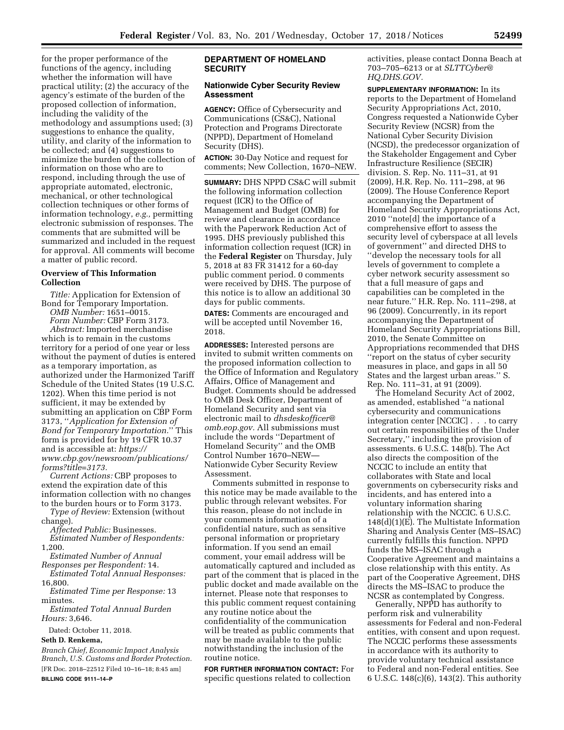for the proper performance of the functions of the agency, including whether the information will have practical utility; (2) the accuracy of the agency's estimate of the burden of the proposed collection of information, including the validity of the methodology and assumptions used; (3) suggestions to enhance the quality, utility, and clarity of the information to be collected; and (4) suggestions to minimize the burden of the collection of information on those who are to respond, including through the use of appropriate automated, electronic, mechanical, or other technological collection techniques or other forms of information technology, *e.g.,* permitting electronic submission of responses. The comments that are submitted will be summarized and included in the request for approval. All comments will become a matter of public record.

## Overview of This Information Collection

*Title:* Application for Extension of Bond for Temporary Importation.

*OMB Number:* 1651–0015.

*Form Number:* CBP Form 3173.

*Abstract:* Imported merchandise which is to remain in the customs territory for a period of one year or less without the payment of duties is entered as a temporary importation, as authorized under the Harmonized Tariff Schedule of the United States (19 U.S.C. 1202). When this time period is not sufficient, it may be extended by submitting an application on CBP Form 3173, ''*Application for Extension of Bond for Temporary Importation.*'' This form is provided for by 19 CFR 10.37 and is accessible at: *https://www.cbp.gov/newsroom/publications/forms?title=3173.*

*Current Actions:* CBP proposes to extend the expiration date of this information collection with no changes to the burden hours or to Form 3173.

*Type of Review:* Extension (without change).

*Affected Public:* Businesses.

*Estimated Number of Respondents:* 1,200.

*Estimated Number of Annual Responses per Respondent:* 14.

*Estimated Total Annual Responses:* 16,800.

*Estimated Time per Response:* 13 minutes.

*Estimated Total Annual Burden Hours:* 3,646.

Dated: October 11, 2018.

**Seth D. Renkema,**

*Branch Chief, Economic Impact Analysis Branch, U.S. Customs and Border Protection.*

[FR Doc. 2018–22512 Filed 10–16–18; 8:45 am]

**BILLING CODE 9111–14–P**

## DEPARTMENT OF HOMELAND SECURITY

### Nationwide Cyber Security Review Assessment

**AGENCY:** Office of Cybersecurity and Communications (CS&C), National Protection and Programs Directorate (NPPD), Department of Homeland Security (DHS).

**ACTION:** 30-Day Notice and request for comments; New Collection, 1670–NEW.

**SUMMARY:** DHS NPPD CS&C will submit the following information collection request (ICR) to the Office of Management and Budget (OMB) for review and clearance in accordance with the Paperwork Reduction Act of 1995. DHS previously published this information collection request (ICR) in the **Federal Register** on Thursday, July 5, 2018 at 83 FR 31412 for a 60-day public comment period. 0 comments were received by DHS. The purpose of this notice is to allow an additional 30 days for public comments.

**DATES:** Comments are encouraged and will be accepted until November 16, 2018.

**ADDRESSES:** Interested persons are invited to submit written comments on the proposed information collection to the Office of Information and Regulatory Affairs, Office of Management and Budget. Comments should be addressed to OMB Desk Officer, Department of Homeland Security and sent via electronic mail to *dhsdeskofficer@omb.eop.gov.* All submissions must include the words ''Department of Homeland Security'' and the OMB Control Number 1670–NEW—Nationwide Cyber Security Review Assessment.

Comments submitted in response to this notice may be made available to the public through relevant websites. For this reason, please do not include in your comments information of a confidential nature, such as sensitive personal information or proprietary information. If you send an email comment, your email address will be automatically captured and included as part of the comment that is placed in the public docket and made available on the internet. Please note that responses to this public comment request containing any routine notice about the confidentiality of the communication will be treated as public comments that may be made available to the public notwithstanding the inclusion of the routine notice.

**FOR FURTHER INFORMATION CONTACT:** For specific questions related to collection activities, please contact Donna Beach at 703–705–6213 or at *SLTTCyber@HQ.DHS.GOV.*

**SUPPLEMENTARY INFORMATION:** In its reports to the Department of Homeland Security Appropriations Act, 2010, Congress requested a Nationwide Cyber Security Review (NCSR) from the National Cyber Security Division (NCSD), the predecessor organization of the Stakeholder Engagement and Cyber Infrastructure Resilience (SECIR) division. S. Rep. No. 111–31, at 91 (2009), H.R. Rep. No. 111–298, at 96 (2009). The House Conference Report accompanying the Department of Homeland Security Appropriations Act, 2010 ''note[d] the importance of a comprehensive effort to assess the security level of cyberspace at all levels of government'' and directed DHS to ''develop the necessary tools for all levels of government to complete a cyber network security assessment so that a full measure of gaps and capabilities can be completed in the near future.'' H.R. Rep. No. 111–298, at 96 (2009). Concurrently, in its report accompanying the Department of Homeland Security Appropriations Bill, 2010, the Senate Committee on Appropriations recommended that DHS ''report on the status of cyber security measures in place, and gaps in all 50 States and the largest urban areas.'' S. Rep. No. 111–31, at 91 (2009).

The Homeland Security Act of 2002, as amended, established ''a national cybersecurity and communications integration center [NCCIC] . . . to carry out certain responsibilities of the Under Secretary,'' including the provision of assessments. 6 U.S.C. 148(b). The Act also directs the composition of the NCCIC to include an entity that collaborates with State and local governments on cybersecurity risks and incidents, and has entered into a voluntary information sharing relationship with the NCCIC. 6 U.S.C. 148(d)(1)(E). The Multistate Information Sharing and Analysis Center (MS–ISAC) currently fulfills this function. NPPD funds the MS–ISAC through a Cooperative Agreement and maintains a close relationship with this entity. As part of the Cooperative Agreement, DHS directs the MS–ISAC to produce the NCSR as contemplated by Congress.

Generally, NPPD has authority to perform risk and vulnerability assessments for Federal and non-Federal entities, with consent and upon request. The NCCIC performs these assessments in accordance with its authority to provide voluntary technical assistance to Federal and non-Federal entities. See 6 U.S.C. 148(c)(6), 143(2). This authority